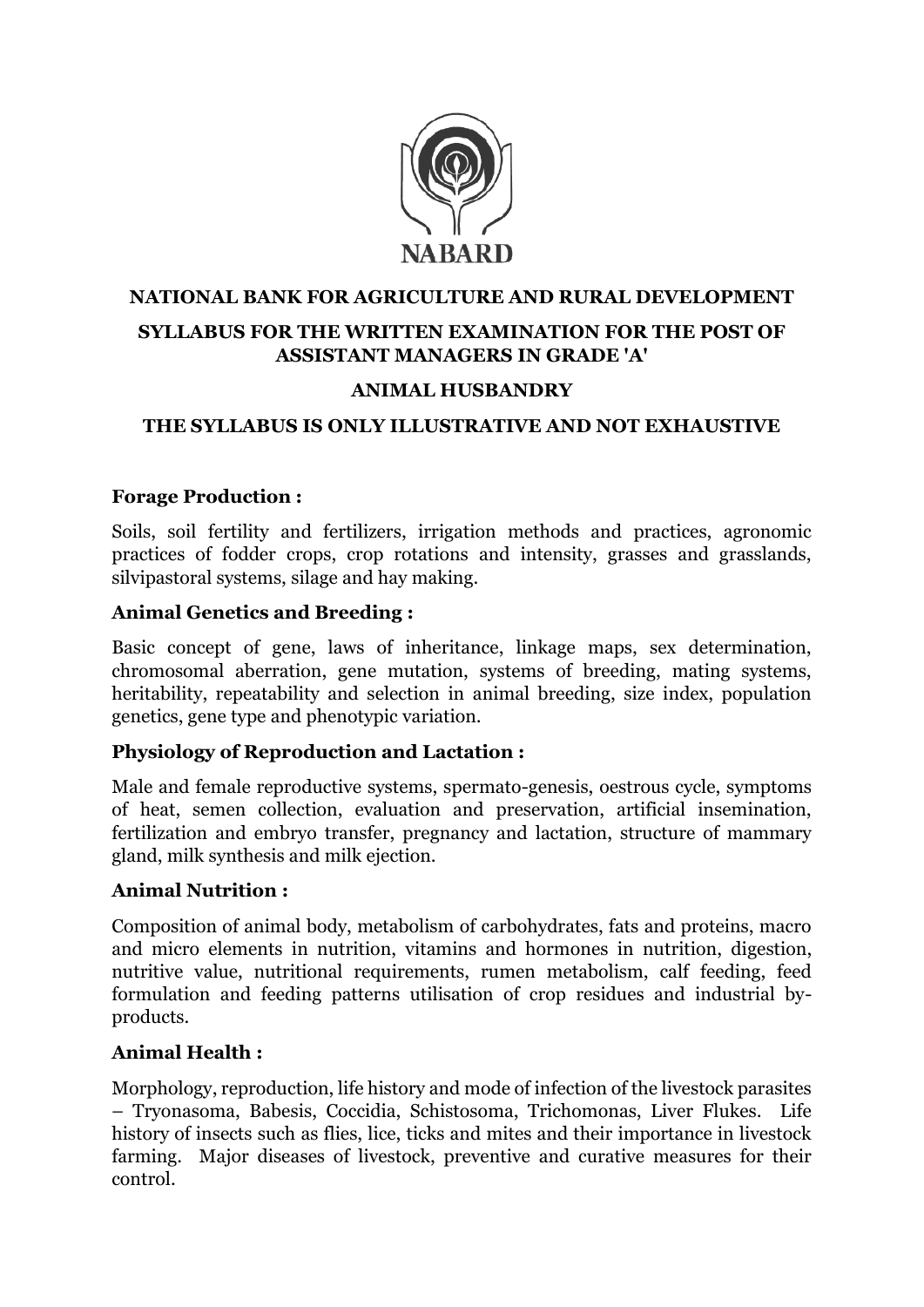NABARD

**NATIONAL BANK FOR AGRICULTURE AND RURAL DEVELOPMENT**

**SYLLABUS FOR THE WRITTEN EXAMINATION FOR THE POST OF ASSISTANT MANAGERS IN GRADE 'A'**

**ANIMAL HUSBANDRY**

**THE SYLLABUS IS ONLY ILLUSTRATIVE AND NOT EXHAUSTIVE**

**Forage Production :**

Soils, soil fertility and fertilizers, irrigation methods and practices, agronomic practices of fodder crops, crop rotations and intensity, grasses and grasslands, silvipastoral systems, silage and hay making.

**Animal Genetics and Breeding :**

Basic concept of gene, laws of inheritance, linkage maps, sex determination, chromosomal aberration, gene mutation, systems of breeding, mating systems, heritability, repeatability and selection in animal breeding, size index, population genetics, gene type and phenotypic variation.

**Physiology of Reproduction and Lactation :**

Male and female reproductive systems, spermato-genesis, oestrous cycle, symptoms of heat, semen collection, evaluation and preservation, artificial insemination, fertilization and embryo transfer, pregnancy and lactation, structure of mammary gland, milk synthesis and milk ejection.

**Animal Nutrition :**

Composition of animal body, metabolism of carbohydrates, fats and proteins, macro and micro elements in nutrition, vitamins and hormones in nutrition, digestion, nutritive value, nutritional requirements, rumen metabolism, calf feeding, feed formulation and feeding patterns utilisation of crop residues and industrial by-products.

**Animal Health :**

Morphology, reproduction, life history and mode of infection of the livestock parasites – Tryonasoma, Babesis, Coccidia, Schistosoma, Trichomonas, Liver Flukes. Life history of insects such as flies, lice, ticks and mites and their importance in livestock farming. Major diseases of livestock, preventive and curative measures for their control.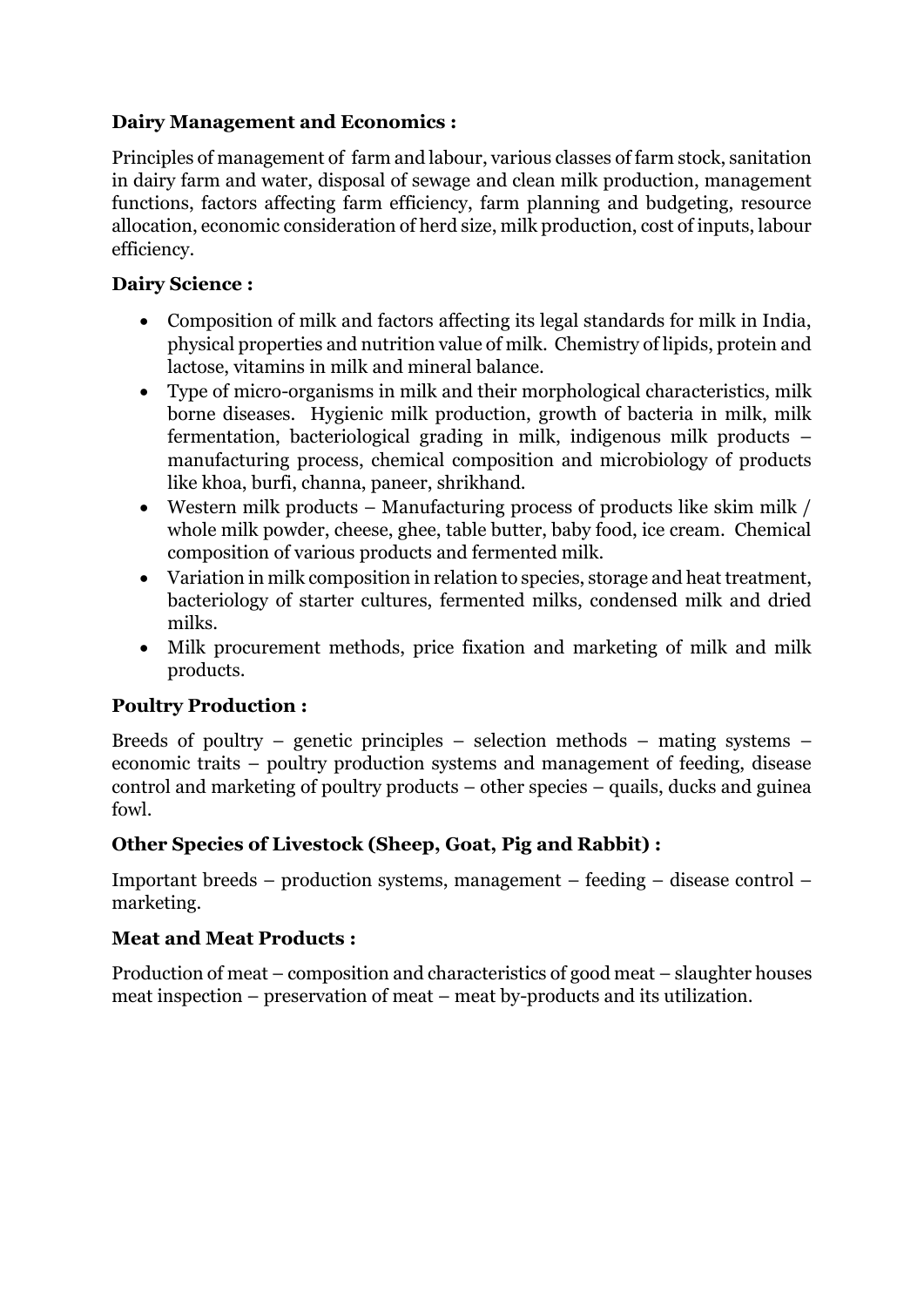**Dairy Management and Economics :**

Principles of management of farm and labour, various classes of farm stock, sanitation in dairy farm and water, disposal of sewage and clean milk production, management functions, factors affecting farm efficiency, farm planning and budgeting, resource allocation, economic consideration of herd size, milk production, cost of inputs, labour efficiency.

**Dairy Science :**

- Composition of milk and factors affecting its legal standards for milk in India, physical properties and nutrition value of milk. Chemistry of lipids, protein and lactose, vitamins in milk and mineral balance.
- Type of micro-organisms in milk and their morphological characteristics, milk borne diseases. Hygienic milk production, growth of bacteria in milk, milk fermentation, bacteriological grading in milk, indigenous milk products – manufacturing process, chemical composition and microbiology of products like khoa, burfi, channa, paneer, shrikhand.
- Western milk products – Manufacturing process of products like skim milk / whole milk powder, cheese, ghee, table butter, baby food, ice cream. Chemical composition of various products and fermented milk.
- Variation in milk composition in relation to species, storage and heat treatment, bacteriology of starter cultures, fermented milks, condensed milk and dried milks.
- Milk procurement methods, price fixation and marketing of milk and milk products.

**Poultry Production :**

Breeds of poultry – genetic principles – selection methods – mating systems – economic traits – poultry production systems and management of feeding, disease control and marketing of poultry products – other species – quails, ducks and guinea fowl.

**Other Species of Livestock (Sheep, Goat, Pig and Rabbit) :**

Important breeds – production systems, management – feeding – disease control – marketing.

**Meat and Meat Products :**

Production of meat – composition and characteristics of good meat – slaughter houses meat inspection – preservation of meat – meat by-products and its utilization.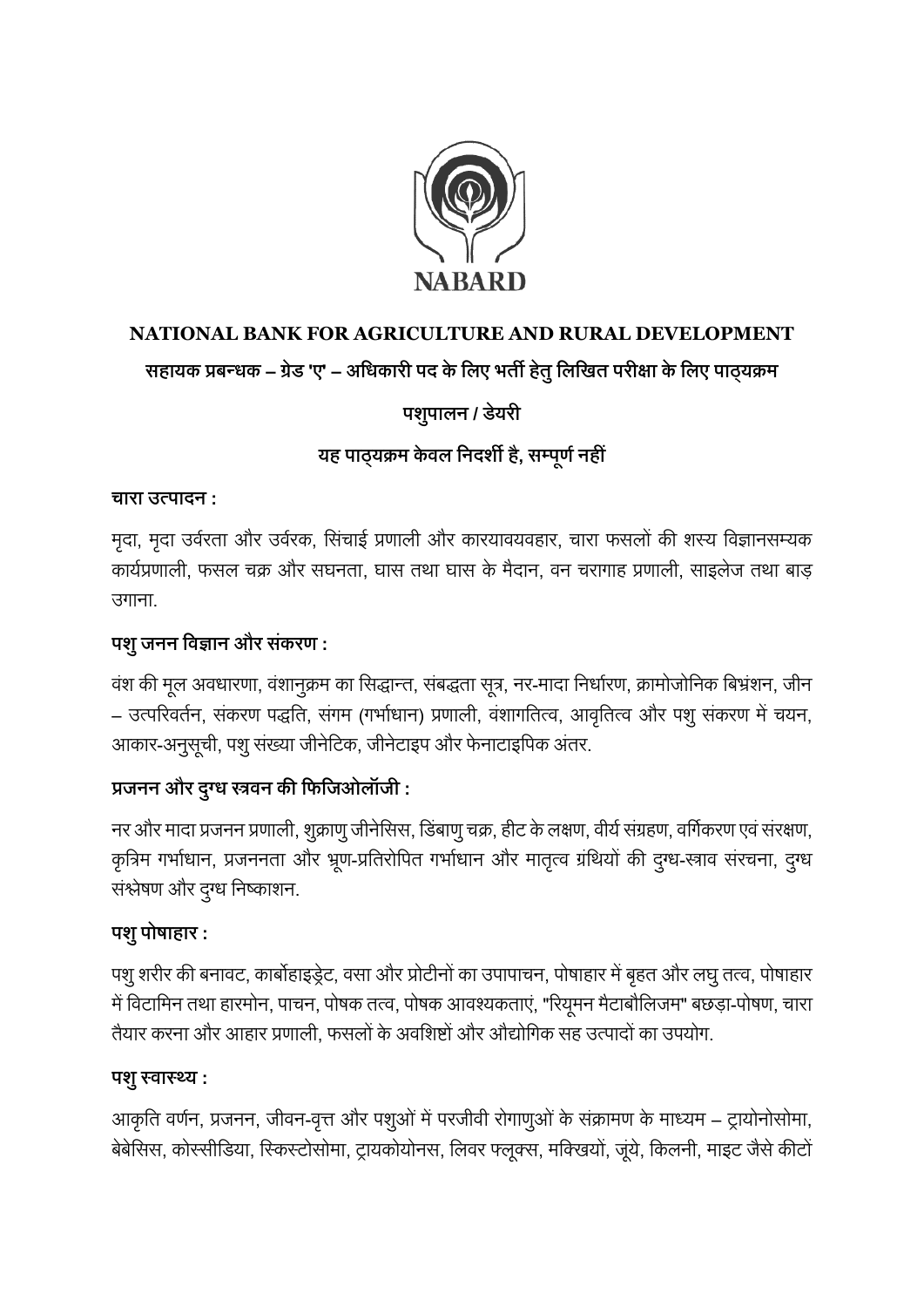**NABARD**

**NATIONAL BANK FOR AGRICULTURE AND RURAL DEVELOPMENT**

**सहायक प्रबन्धक – ग्रेड 'ए' – अधिकारी पद के लिए भर्ती हेतु लिखित परीक्षा के लिए पाठ्यक्रम**

**पशुपालन / डेयरी**

**यह पाठ्यक्रम केवल निदर्शी है, सम्पूर्ण नहीं**

### चारा उत्पादन :

मृदा, मृदा उर्वरता और उर्वरक, सिंचाई प्रणाली और कारयावयवहार, चारा फसलों की शस्य विज्ञानसम्यक कार्यप्रणाली, फसल चक्र और सघनता, घास तथा घास के मैदान, वन चरागाह प्रणाली, साइलेज तथा बाड़ उगाना.

### पशु जनन विज्ञान और संकरण :

वंश की मूल अवधारणा, वंशानुक्रम का सिद्धान्त, संबद्धता सूत्र, नर-मादा निर्धारण, क्रामोजोनिक बिभ्रंशन, जीन – उत्परिवर्तन, संकरण पद्धति, संगम (गर्भाधान) प्रणाली, वंशागतित्व, आवृतित्व और पशु संकरण में चयन, आकार-अनुसूची, पशु संख्या जीनेटिक, जीनेटाइप और फेनाटाइपिक अंतर.

### प्रजनन और दुग्ध स्त्रवन की फिजिओलॉजी :

नर और मादा प्रजनन प्रणाली, शुक्राणु जीनेसिस, डिंबाणु चक्र, हीट के लक्षण, वीर्य संग्रहण, वर्गिकरण एवं संरक्षण, कृत्रिम गर्भाधान, प्रजननता और भ्रूण-प्रतिरोपित गर्भाधान और मातृत्व ग्रंथियों की दुग्ध-स्त्राव संरचना, दुग्ध संश्लेषण और दुग्ध निष्काशन.

### पशु पोषाहार :

पशु शरीर की बनावट, कार्बोहाइड्रेट, वसा और प्रोटीनों का उपापाचन, पोषाहार में बृहत और लघु तत्व, पोषाहार में विटामिन तथा हारमोन, पाचन, पोषक तत्व, पोषक आवश्यकताएं, "रियूमन मैटाबौलिजम" बछड़ा-पोषण, चारा तैयार करना और आहार प्रणाली, फसलों के अवशिष्टों और औद्योगिक सह उत्पादों का उपयोग.

### पशु स्वास्थ्य :

आकृति वर्णन, प्रजनन, जीवन-वृत्त और पशुओं में परजीवी रोगाणुओं के संक्रामण के माध्यम – ट्रायोनोसोमा, बेबेसिस, कोस्सीडिया, स्किस्टोसोमा, ट्रायकोयोनस, लिवर फ्लूक्स, मक्खियों, जूंये, किलनी, माइट जैसे कीटों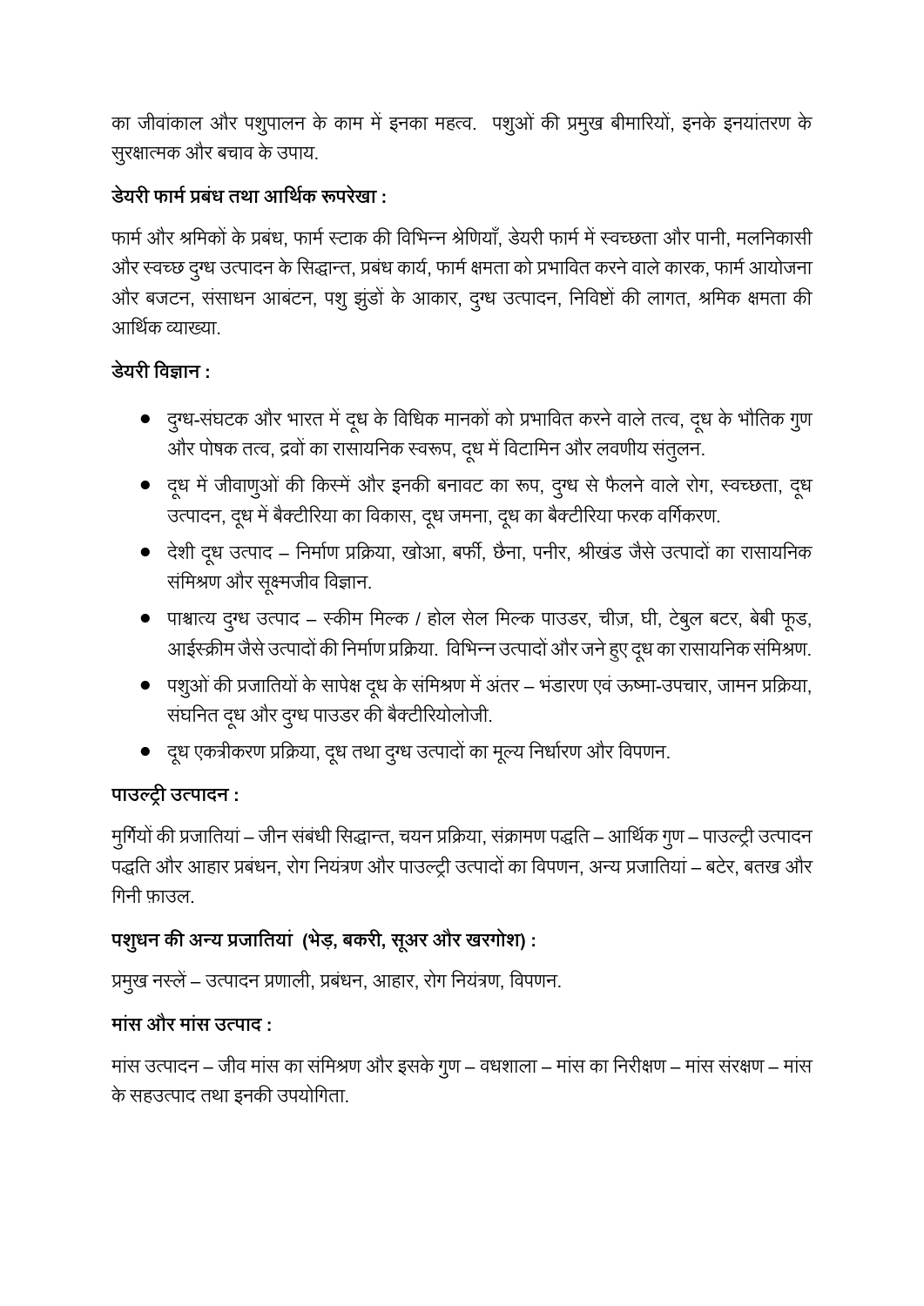का जीवांकाल और पशुपालन के काम में इनका महत्व. पशुओं की प्रमुख बीमारियों, इनके इनयांतरण के सुरक्षात्मक और बचाव के उपाय.

### डेयरी फार्म प्रबंध तथा आर्थिक रूपरेखा :

फार्म और श्रमिकों के प्रबंध, फार्म स्टाक की विभिन्न श्रेणियाँ, डेयरी फार्म में स्वच्छता और पानी, मलनिकासी और स्वच्छ दुग्ध उत्पादन के सिद्धान्त, प्रबंध कार्य, फार्म क्षमता को प्रभावित करने वाले कारक, फार्म आयोजना और बजटन, संसाधन आबंटन, पशु झुंडों के आकार, दुग्ध उत्पादन, निविष्टों की लागत, श्रमिक क्षमता की आर्थिक व्याख्या.

### डेयरी विज्ञान :

- दुग्ध-संघटक और भारत में दूध के विधिक मानकों को प्रभावित करने वाले तत्व, दूध के भौतिक गुण और पोषक तत्व, द्रवों का रासायनिक स्वरूप, दूध में विटामिन और लवणीय संतुलन.
- दूध में जीवाणुओं की किस्में और इनकी बनावट का रूप, दुग्ध से फैलने वाले रोग, स्वच्छता, दूध उत्पादन, दूध में बैक्टीरिया का विकास, दूध जमना, दूध का बैक्टीरिया फरक वर्गिकरण.
- देशी दूध उत्पाद – निर्माण प्रक्रिया, खोआ, बर्फी, छैना, पनीर, श्रीखंड जैसे उत्पादों का रासायनिक संमिश्रण और सूक्ष्मजीव विज्ञान.
- पाश्चात्य दुग्ध उत्पाद – स्कीम मिल्क / होल सेल मिल्क पाउडर, चीज़, घी, टेबुल बटर, बेबी फूड, आईस्क्रीम जैसे उत्पादों की निर्माण प्रक्रिया. विभिन्न उत्पादों और जने हुए दूध का रासायनिक संमिश्रण.
- पशुओं की प्रजातियों के सापेक्ष दूध के संमिश्रण में अंतर – भंडारण एवं ऊष्मा-उपचार, जामन प्रक्रिया, संघनित दूध और दुग्ध पाउडर की बैक्टीरियोलोजी.
- दूध एकत्रीकरण प्रक्रिया, दूध तथा दुग्ध उत्पादों का मूल्य निर्धारण और विपणन.

### पाउल्ट्री उत्पादन :

मुर्गियों की प्रजातियां – जीन संबंधी सिद्धान्त, चयन प्रक्रिया, संक्रामण पद्धति – आर्थिक गुण – पाउल्ट्री उत्पादन पद्धति और आहार प्रबंधन, रोग नियंत्रण और पाउल्ट्री उत्पादों का विपणन, अन्य प्रजातियां – बटेर, बतख और गिनी फ़ाउल.

### पशुधन की अन्य प्रजातियां (भेड़, बकरी, सूअर और खरगोश) :

प्रमुख नस्लें – उत्पादन प्रणाली, प्रबंधन, आहार, रोग नियंत्रण, विपणन.

### मांस और मांस उत्पाद :

मांस उत्पादन – जीव मांस का संमिश्रण और इसके गुण – वधशाला – मांस का निरीक्षण – मांस संरक्षण – मांस के सहउत्पाद तथा इनकी उपयोगिता.